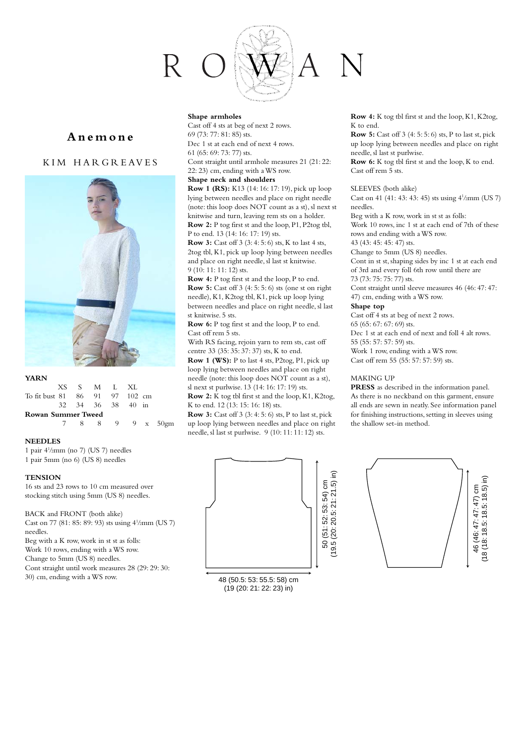# ROWAN

## Anemone

### KIM HARGREAVES

**YARN**

| | XS | S | M | L | XL | |
|---|---|---|---|---|---|---|
| To fit bust | 81 | 86 | 91 | 97 | 102 | cm |
| | 32 | 34 | 36 | 38 | 40 | in |
| **Rowan Summer Tweed** | | | | | | |
| | 7 | 8 | 8 | 9 | 9 | x 50gm |

**NEEDLES**

1 pair 4½mm (no 7) (US 7) needles
1 pair 5mm (no 6) (US 8) needles

**TENSION**

16 sts and 23 rows to 10 cm measured over stocking stitch using 5mm (US 8) needles.

BACK and FRONT (both alike)
Cast on 77 (81: 85: 89: 93) sts using 4½mm (US 7) needles.
Beg with a K row, work in st st as folls:
Work 10 rows, ending with a WS row.
Change to 5mm (US 8) needles.
Cont straight until work measures 28 (29: 29: 30: 30) cm, ending with a WS row.

**Shape armholes**
Cast off 4 sts at beg of next 2 rows.
69 (73: 77: 81: 85) sts.
Dec 1 st at each end of next 4 rows.
61 (65: 69: 73: 77) sts.
Cont straight until armhole measures 21 (21: 22: 22: 23) cm, ending with a WS row.

**Shape neck and shoulders**
**Row 1 (RS):** K13 (14: 16: 17: 19), pick up loop lying between needles and place on right needle (note: this loop does NOT count as a st), sl next st knitwise and turn, leaving rem sts on a holder.
**Row 2:** P tog first st and the loop, P1, P2tog tbl, P to end. 13 (14: 16: 17: 19) sts.
**Row 3:** Cast off 3 (3: 4: 5: 6) sts, K to last 4 sts, 2tog tbl, K1, pick up loop lying between needles and place on right needle, sl last st knitwise. 9 (10: 11: 11: 12) sts.
**Row 4:** P tog first st and the loop, P to end.
**Row 5:** Cast off 3 (4: 5: 5: 6) sts (one st on right needle), K1, K2tog tbl, K1, pick up loop lying between needles and place on right needle, sl last st knitwise. 5 sts.
**Row 6:** P tog first st and the loop, P to end.
Cast off rem 5 sts.
With RS facing, rejoin yarn to rem sts, cast off centre 33 (35: 35: 37: 37) sts, K to end.
**Row 1 (WS):** P to last 4 sts, P2tog, P1, pick up loop lying between needles and place on right needle (note: this loop does NOT count as a st), sl next st purlwise. 13 (14: 16: 17: 19) sts.
**Row 2:** K tog tbl first st and the loop, K1, K2tog, K to end. 12 (13: 15: 16: 18) sts.
**Row 3:** Cast off 3 (3: 4: 5: 6) sts, P to last st, pick up loop lying between needles and place on right needle, sl last st purlwise. 9 (10: 11: 11: 12) sts.
**Row 4:** K tog tbl first st and the loop, K1, K2tog, K to end.
**Row 5:** Cast off 3 (4: 5: 5: 6) sts, P to last st, pick up loop lying between needles and place on right needle, sl last st purlwise.
**Row 6:** K tog tbl first st and the loop, K to end.
Cast off rem 5 sts.

SLEEVES (both alike)
Cast on 41 (41: 43: 43: 45) sts using 4½mm (US 7) needles.
Beg with a K row, work in st st as folls:
Work 10 rows, inc 1 st at each end of 7th of these rows and ending with a WS row.
43 (43: 45: 45: 47) sts.
Change to 5mm (US 8) needles.
Cont in st st, shaping sides by inc 1 st at each end of 3rd and every foll 6th row until there are 73 (73: 75: 75: 77) sts.
Cont straight until sleeve measures 46 (46: 47: 47: 47) cm, ending with a WS row.

**Shape top**
Cast off 4 sts at beg of next 2 rows.
65 (65: 67: 67: 69) sts.
Dec 1 st at each end of next and foll 4 alt rows.
55 (55: 57: 57: 59) sts.
Work 1 row, ending with a WS row.
Cast off rem 55 (55: 57: 57: 59) sts.

MAKING UP
**PRESS** as described in the information panel.
As there is no neckband on this garment, ensure all ends are sewn in neatly. See information panel for finishing instructions, setting in sleeves using the shallow set-in method.

50 (51: 52: 53: 54) cm
(19.5 (20: 20.5: 21: 21.5) in)

48 (50.5: 53: 55.5: 58) cm
(19 (20: 21: 22: 23) in)

46 (46: 47: 47: 47) cm
(18 (18: 18.5: 18.5: 18.5) in)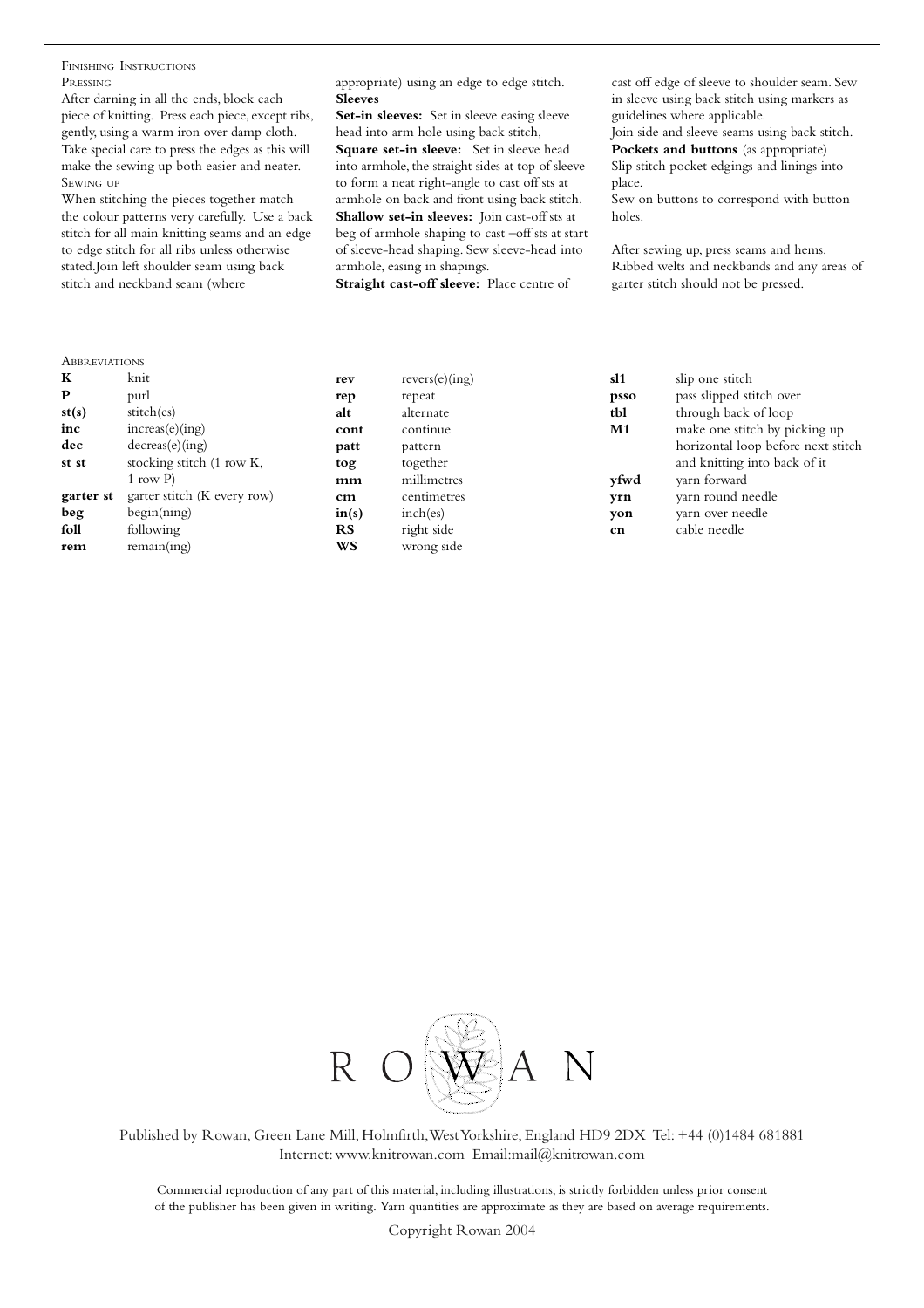## Finishing Instructions

### Pressing

After darning in all the ends, block each piece of knitting. Press each piece, except ribs, gently, using a warm iron over damp cloth. Take special care to press the edges as this will make the sewing up both easier and neater.

### Sewing up

When stitching the pieces together match the colour patterns very carefully. Use a back stitch for all main knitting seams and an edge to edge stitch for all ribs unless otherwise stated.Join left shoulder seam using back stitch and neckband seam (where appropriate) using an edge to edge stitch.

**Sleeves**

**Set-in sleeves:** Set in sleeve easing sleeve head into arm hole using back stitch,

**Square set-in sleeve:** Set in sleeve head into armhole, the straight sides at top of sleeve to form a neat right-angle to cast off sts at armhole on back and front using back stitch.

**Shallow set-in sleeves:** Join cast-off sts at beg of armhole shaping to cast –off sts at start of sleeve-head shaping. Sew sleeve-head into armhole, easing in shapings.

**Straight cast-off sleeve:** Place centre of cast off edge of sleeve to shoulder seam. Sew in sleeve using back stitch using markers as guidelines where applicable.

Join side and sleeve seams using back stitch.

**Pockets and buttons** (as appropriate)
Slip stitch pocket edgings and linings into place.
Sew on buttons to correspond with button holes.

After sewing up, press seams and hems. Ribbed welts and neckbands and any areas of garter stitch should not be pressed.

## Abbreviations

| | | | | | |
|---|---|---|---|---|---|
| **K** | knit | **rev** | revers(e)(ing) | **sl1** | slip one stitch |
| **P** | purl | **rep** | repeat | **psso** | pass slipped stitch over |
| **st(s)** | stitch(es) | **alt** | alternate | **tbl** | through back of loop |
| **inc** | increas(e)(ing) | **cont** | continue | **M1** | make one stitch by picking up horizontal loop before next stitch and knitting into back of it |
| **dec** | decreas(e)(ing) | **patt** | pattern | | |
| **st st** | stocking stitch (1 row K, 1 row P) | **tog** | together | | |
| | | **mm** | millimetres | **yfwd** | yarn forward |
| **garter st** | garter stitch (K every row) | **cm** | centimetres | **yrn** | yarn round needle |
| **beg** | begin(ning) | **in(s)** | inch(es) | **yon** | yarn over needle |
| **foll** | following | **RS** | right side | **cn** | cable needle |
| **rem** | remain(ing) | **WS** | wrong side | | |

ROWAN

Published by Rowan, Green Lane Mill, Holmfirth, West Yorkshire, England HD9 2DX Tel: +44 (0)1484 681881
Internet: www.knitrowan.com Email:mail@knitrowan.com

Commercial reproduction of any part of this material, including illustrations, is strictly forbidden unless prior consent of the publisher has been given in writing. Yarn quantities are approximate as they are based on average requirements.

Copyright Rowan 2004